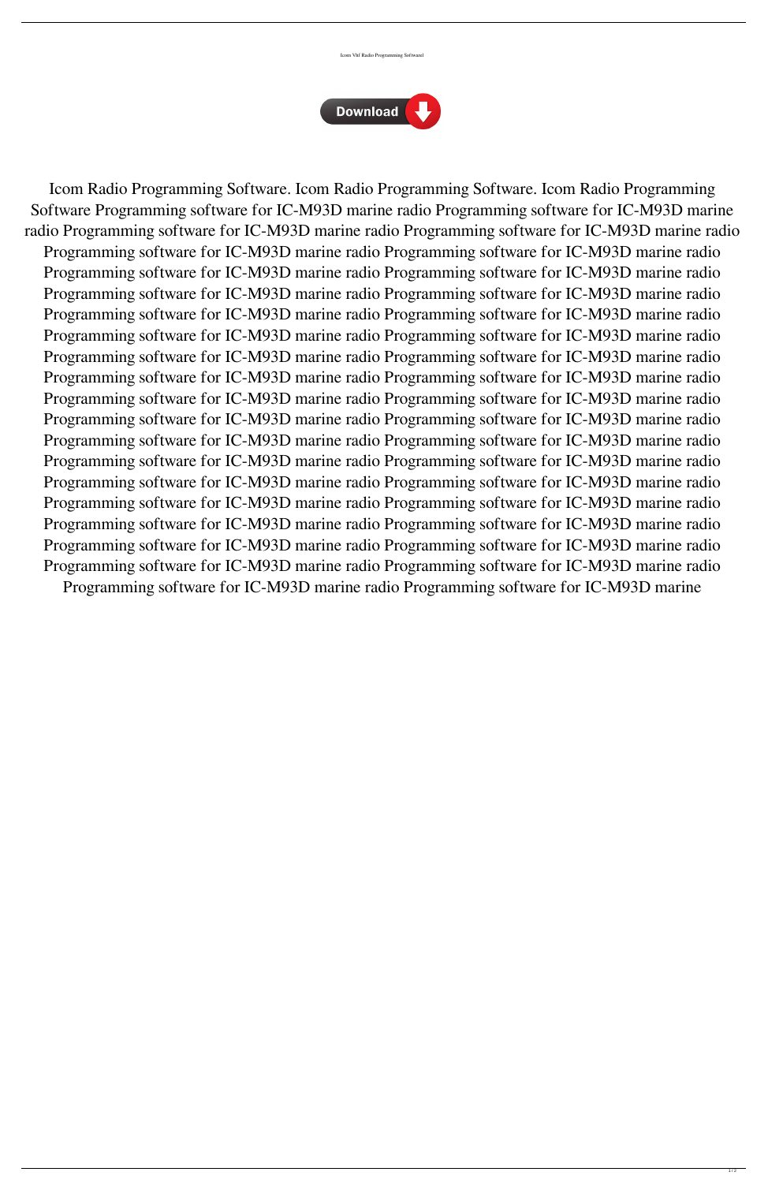Icom Vhf Radio Programming Softwarel

Icom Radio Programming Software. Icom Radio Programming Software. Icom Radio Programming Software Programming software for IC-M93D marine radio Programming software for IC-M93D marine radio Programming software for IC-M93D marine radio Programming software for IC-M93D marine radio Programming software for IC-M93D marine radio Programming software for IC-M93D marine radio Programming software for IC-M93D marine radio Programming software for IC-M93D marine radio Programming software for IC-M93D marine radio Programming software for IC-M93D marine radio Programming software for IC-M93D marine radio Programming software for IC-M93D marine radio Programming software for IC-M93D marine radio Programming software for IC-M93D marine radio Programming software for IC-M93D marine radio Programming software for IC-M93D marine radio Programming software for IC-M93D marine radio Programming software for IC-M93D marine radio Programming software for IC-M93D marine radio Programming software for IC-M93D marine radio Programming software for IC-M93D marine radio Programming software for IC-M93D marine radio Programming software for IC-M93D marine radio Programming software for IC-M93D marine radio Programming software for IC-M93D marine radio Programming software for IC-M93D marine radio Programming software for IC-M93D marine radio Programming software for IC-M93D marine radio Programming software for IC-M93D marine radio Programming software for IC-M93D marine radio Programming software for IC-M93D marine radio Programming software for IC-M93D marine radio Programming software for IC-M93D marine radio Programming software for IC-M93D marine radio Programming software for IC-M93D marine radio Programming software for IC-M93D marine radio Programming software for IC-M93D marine radio Programming software for IC-M93D marine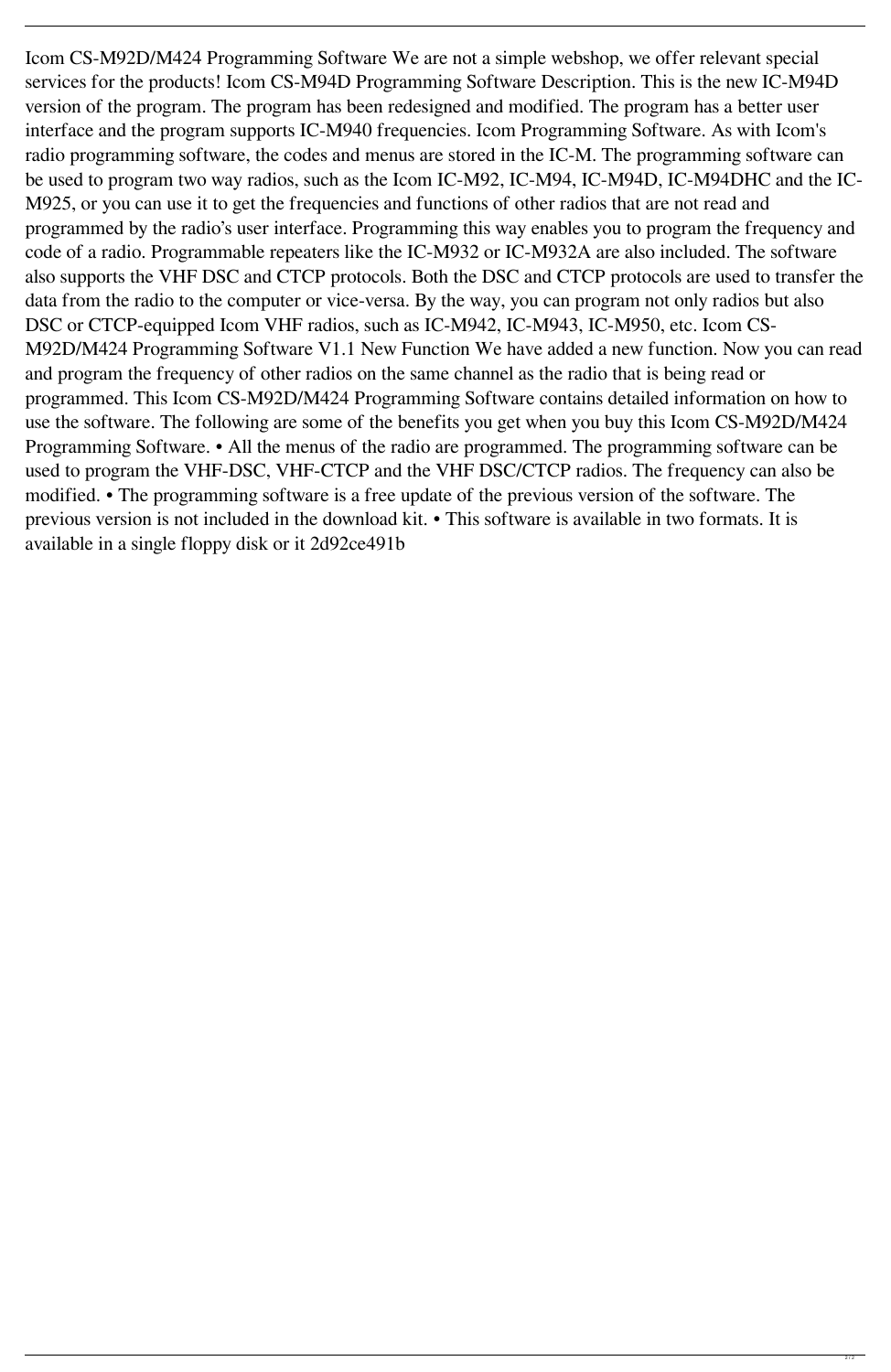Icom CS-M92D/M424 Programming Software We are not a simple webshop, we offer relevant special services for the products! Icom CS-M94D Programming Software Description. This is the new IC-M94D version of the program. The program has been redesigned and modified. The program has a better user interface and the program supports IC-M940 frequencies. Icom Programming Software. As with Icom's radio programming software, the codes and menus are stored in the IC-M. The programming software can be used to program two way radios, such as the Icom IC-M92, IC-M94, IC-M94D, IC-M94DHC and the IC-M925, or you can use it to get the frequencies and functions of other radios that are not read and programmed by the radio's user interface. Programming this way enables you to program the frequency and code of a radio. Programmable repeaters like the IC-M932 or IC-M932A are also included. The software also supports the VHF DSC and CTCP protocols. Both the DSC and CTCP protocols are used to transfer the data from the radio to the computer or vice-versa. By the way, you can program not only radios but also DSC or CTCP-equipped Icom VHF radios, such as IC-M942, IC-M943, IC-M950, etc. Icom CS-M92D/M424 Programming Software V1.1 New Function We have added a new function. Now you can read and program the frequency of other radios on the same channel as the radio that is being read or programmed. This Icom CS-M92D/M424 Programming Software contains detailed information on how to use the software. The following are some of the benefits you get when you buy this Icom CS-M92D/M424 Programming Software. • All the menus of the radio are programmed. The programming software can be used to program the VHF-DSC, VHF-CTCP and the VHF DSC/CTCP radios. The frequency can also be modified. • The programming software is a free update of the previous version of the software. The previous version is not included in the download kit. • This software is available in two formats. It is available in a single floppy disk or it 2d92ce491b